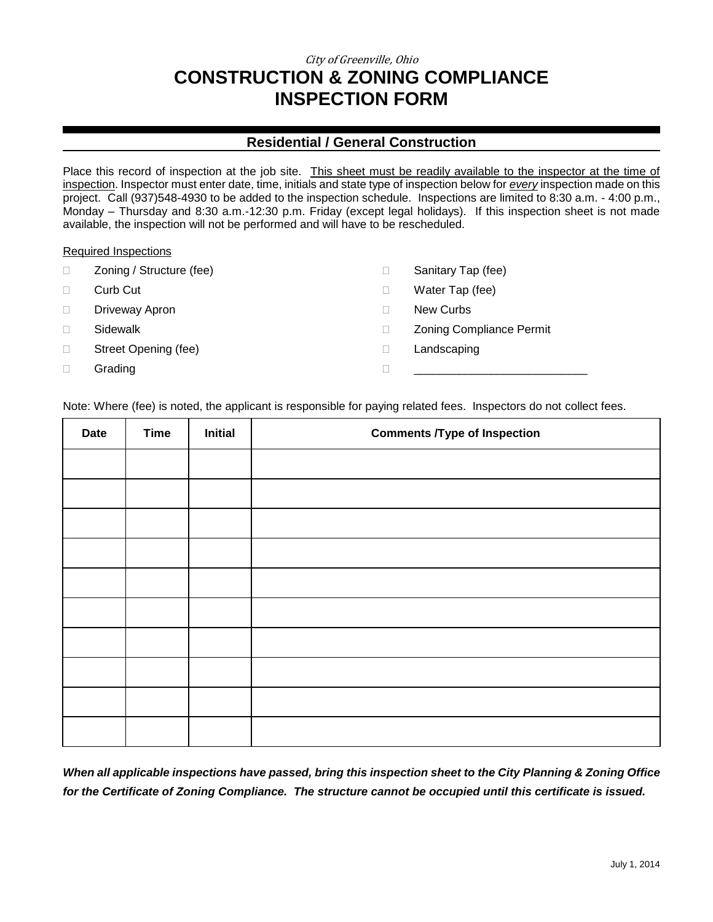*City of Greenville, Ohio*

# CONSTRUCTION & ZONING COMPLIANCE INSPECTION FORM

## Residential / General Construction

Place this record of inspection at the job site. <u>This sheet must be readily available to the inspector at the time of inspection</u>. Inspector must enter date, time, initials and state type of inspection below for ***every*** inspection made on this project. Call (937)548-4930 to be added to the inspection schedule. Inspections are limited to 8:30 a.m. - 4:00 p.m., Monday – Thursday and 8:30 a.m.-12:30 p.m. Friday (except legal holidays). If this inspection sheet is not made available, the inspection will not be performed and will have to be rescheduled.

<u>Required Inspections</u>

- ☐ Zoning / Structure (fee)
- ☐ Curb Cut
- ☐ Driveway Apron
- ☐ Sidewalk
- ☐ Street Opening (fee)
- ☐ Grading
- ☐ Sanitary Tap (fee)
- ☐ Water Tap (fee)
- ☐ New Curbs
- ☐ Zoning Compliance Permit
- ☐ Landscaping
- ☐ ___________________________

Note: Where (fee) is noted, the applicant is responsible for paying related fees. Inspectors do not collect fees.

| Date | Time | Initial | Comments /Type of Inspection |
|---|---|---|---|
| | | | |
| | | | |
| | | | |
| | | | |
| | | | |
| | | | |
| | | | |
| | | | |
| | | | |
| | | | |

***When all applicable inspections have passed, bring this inspection sheet to the City Planning & Zoning Office for the Certificate of Zoning Compliance. The structure cannot be occupied until this certificate is issued.***

July 1, 2014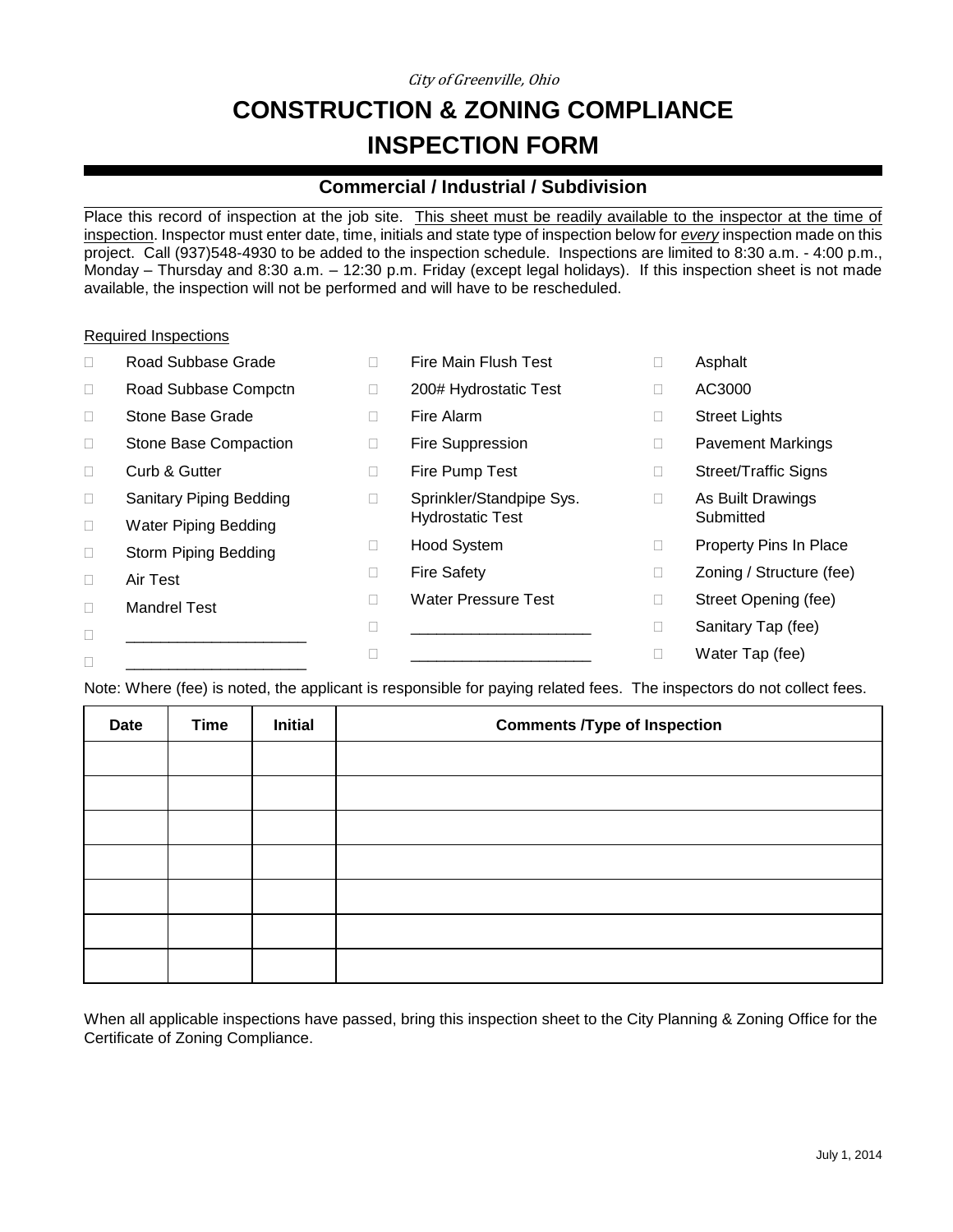*City of Greenville, Ohio*

# CONSTRUCTION & ZONING COMPLIANCE INSPECTION FORM

## Commercial / Industrial / Subdivision

Place this record of inspection at the job site. This sheet must be readily available to the inspector at the time of inspection. Inspector must enter date, time, initials and state type of inspection below for *every* inspection made on this project. Call (937)548-4930 to be added to the inspection schedule. Inspections are limited to 8:30 a.m. - 4:00 p.m., Monday – Thursday and 8:30 a.m. – 12:30 p.m. Friday (except legal holidays). If this inspection sheet is not made available, the inspection will not be performed and will have to be rescheduled.

Required Inspections

- ☐ Road Subbase Grade
- ☐ Road Subbase Compctn
- ☐ Stone Base Grade
- ☐ Stone Base Compaction
- ☐ Curb & Gutter
- ☐ Sanitary Piping Bedding
- ☐ Water Piping Bedding
- ☐ Storm Piping Bedding
- ☐ Air Test
- ☐ Mandrel Test
- ☐ ____________________
- ☐ ____________________
- ☐ Fire Main Flush Test
- ☐ 200# Hydrostatic Test
- ☐ Fire Alarm
- ☐ Fire Suppression
- ☐ Fire Pump Test
- ☐ Sprinkler/Standpipe Sys. Hydrostatic Test
- ☐ Hood System
- ☐ Fire Safety
- ☐ Water Pressure Test
- ☐ ____________________
- ☐ ____________________
- ☐ Asphalt
- ☐ AC3000
- ☐ Street Lights
- ☐ Pavement Markings
- ☐ Street/Traffic Signs
- ☐ As Built Drawings Submitted
- ☐ Property Pins In Place
- ☐ Zoning / Structure (fee)
- ☐ Street Opening (fee)
- ☐ Sanitary Tap (fee)
- ☐ Water Tap (fee)

Note: Where (fee) is noted, the applicant is responsible for paying related fees. The inspectors do not collect fees.

| Date | Time | Initial | Comments /Type of Inspection |
|---|---|---|---|
| | | | |
| | | | |
| | | | |
| | | | |
| | | | |
| | | | |
| | | | |

When all applicable inspections have passed, bring this inspection sheet to the City Planning & Zoning Office for the Certificate of Zoning Compliance.

July 1, 2014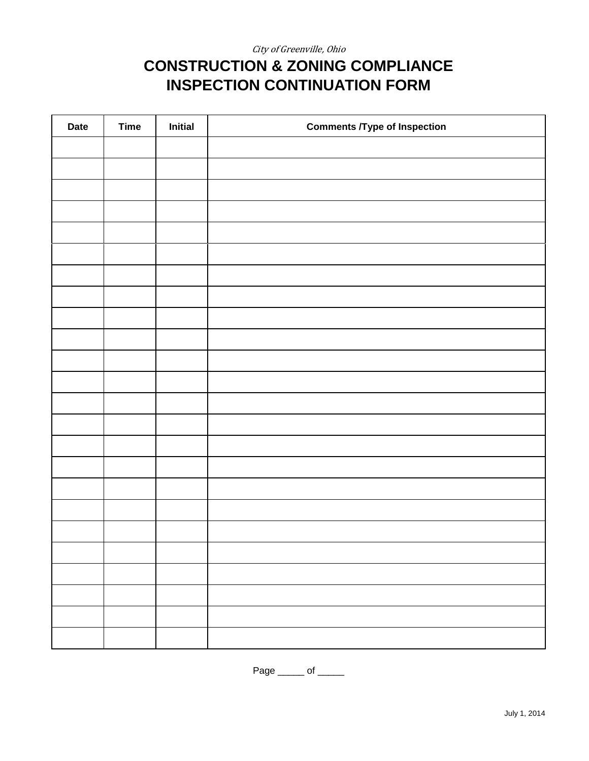*City of Greenville, Ohio*

# CONSTRUCTION & ZONING COMPLIANCE INSPECTION CONTINUATION FORM

| Date | Time | Initial | Comments /Type of Inspection |
|---|---|---|---|
| | | | |
| | | | |
| | | | |
| | | | |
| | | | |
| | | | |
| | | | |
| | | | |
| | | | |
| | | | |
| | | | |
| | | | |
| | | | |
| | | | |
| | | | |
| | | | |
| | | | |
| | | | |
| | | | |
| | | | |
| | | | |
| | | | |
| | | | |
| | | | |

Page _____ of _____

July 1, 2014